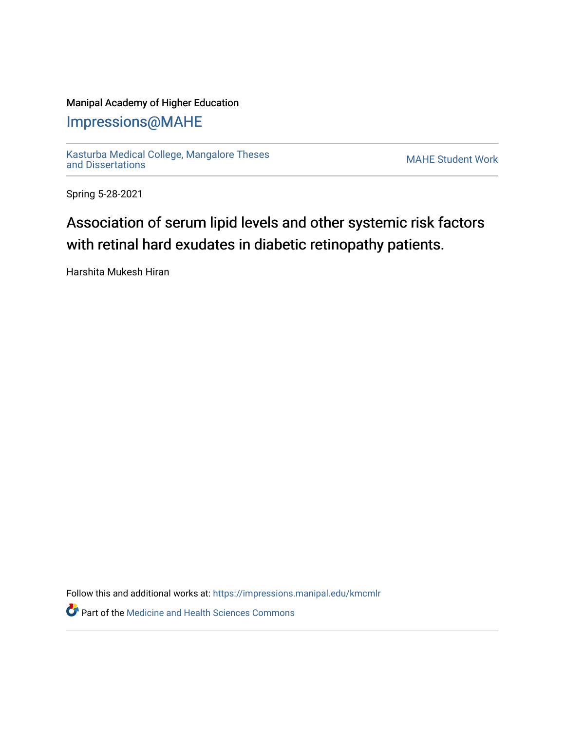Manipal Academy of Higher Education

# Impressions@MAHE

Kasturba Medical College, Mangalore Theses and Dissertations

MAHE Student Work

Spring 5-28-2021

## Association of serum lipid levels and other systemic risk factors with retinal hard exudates in diabetic retinopathy patients.

Harshita Mukesh Hiran

Follow this and additional works at: https://impressions.manipal.edu/kmcmlr

Part of the Medicine and Health Sciences Commons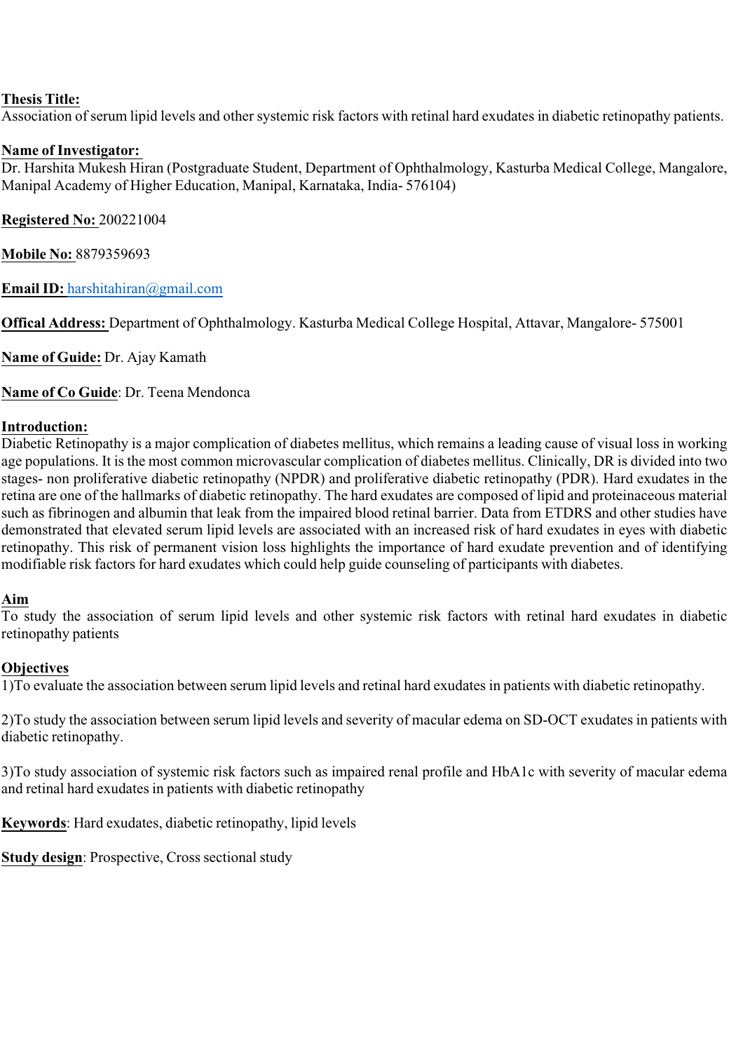**Thesis Title:**
Association of serum lipid levels and other systemic risk factors with retinal hard exudates in diabetic retinopathy patients.

**Name of Investigator:**
Dr. Harshita Mukesh Hiran (Postgraduate Student, Department of Ophthalmology, Kasturba Medical College, Mangalore, Manipal Academy of Higher Education, Manipal, Karnataka, India- 576104)

**Registered No:** 200221004

**Mobile No:** 8879359693

**Email ID:** harshitahiran@gmail.com

**Offical Address:** Department of Ophthalmology. Kasturba Medical College Hospital, Attavar, Mangalore- 575001

**Name of Guide:** Dr. Ajay Kamath

**Name of Co Guide**: Dr. Teena Mendonca

**Introduction:**
Diabetic Retinopathy is a major complication of diabetes mellitus, which remains a leading cause of visual loss in working age populations. It is the most common microvascular complication of diabetes mellitus. Clinically, DR is divided into two stages- non proliferative diabetic retinopathy (NPDR) and proliferative diabetic retinopathy (PDR). Hard exudates in the retina are one of the hallmarks of diabetic retinopathy. The hard exudates are composed of lipid and proteinaceous material such as fibrinogen and albumin that leak from the impaired blood retinal barrier. Data from ETDRS and other studies have demonstrated that elevated serum lipid levels are associated with an increased risk of hard exudates in eyes with diabetic retinopathy. This risk of permanent vision loss highlights the importance of hard exudate prevention and of identifying modifiable risk factors for hard exudates which could help guide counseling of participants with diabetes.

**Aim**
To study the association of serum lipid levels and other systemic risk factors with retinal hard exudates in diabetic retinopathy patients

**Objectives**
1)To evaluate the association between serum lipid levels and retinal hard exudates in patients with diabetic retinopathy.

2)To study the association between serum lipid levels and severity of macular edema on SD-OCT exudates in patients with diabetic retinopathy.

3)To study association of systemic risk factors such as impaired renal profile and HbA1c with severity of macular edema and retinal hard exudates in patients with diabetic retinopathy

**Keywords**: Hard exudates, diabetic retinopathy, lipid levels

**Study design**: Prospective, Cross sectional study